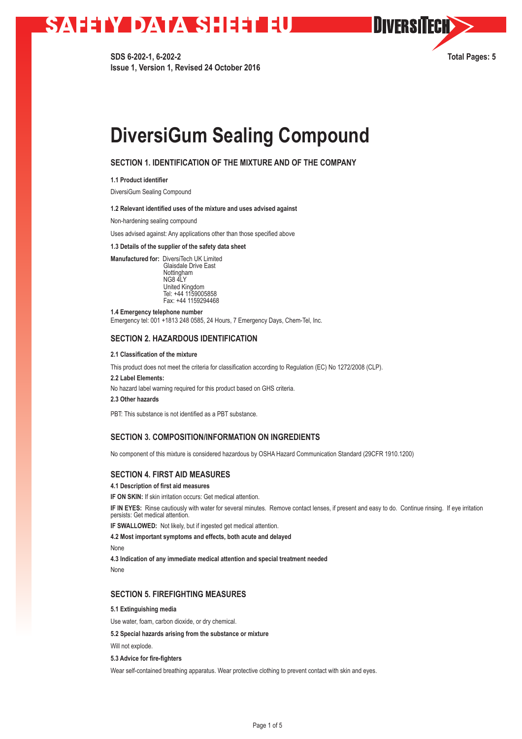# SAFETY DATA SHEET EU

**SDS 6-202-1, 6-202-2**
**Issue 1, Version 1, Revised 24 October 2016**

**Total Pages: 5**

# DiversiGum Sealing Compound

## SECTION 1. IDENTIFICATION OF THE MIXTURE AND OF THE COMPANY

**1.1 Product identifier**

DiversiGum Sealing Compound

**1.2 Relevant identified uses of the mixture and uses advised against**

Non-hardening sealing compound

Uses advised against: Any applications other than those specified above

**1.3 Details of the supplier of the safety data sheet**

**Manufactured for:** DiversiTech UK Limited
Glaisdale Drive East
Nottingham
NG8 4LY
United Kingdom
Tel: +44 1159005858
Fax: +44 1159294468

**1.4 Emergency telephone number**
Emergency tel: 001 +1813 248 0585, 24 Hours, 7 Emergency Days, Chem-Tel, Inc.

## SECTION 2. HAZARDOUS IDENTIFICATION

**2.1 Classification of the mixture**

This product does not meet the criteria for classification according to Regulation (EC) No 1272/2008 (CLP).

**2.2 Label Elements:**

No hazard label warning required for this product based on GHS criteria.

**2.3 Other hazards**

PBT: This substance is not identified as a PBT substance.

## SECTION 3. COMPOSITION/INFORMATION ON INGREDIENTS

No component of this mixture is considered hazardous by OSHA Hazard Communication Standard (29CFR 1910.1200)

## SECTION 4. FIRST AID MEASURES

**4.1 Description of first aid measures**

**IF ON SKIN:** If skin irritation occurs: Get medical attention.

**IF IN EYES:** Rinse cautiously with water for several minutes. Remove contact lenses, if present and easy to do. Continue rinsing. If eye irritation persists: Get medical attention.

**IF SWALLOWED:** Not likely, but if ingested get medical attention.

**4.2 Most important symptoms and effects, both acute and delayed**

None

**4.3 Indication of any immediate medical attention and special treatment needed**

None

## SECTION 5. FIREFIGHTING MEASURES

**5.1 Extinguishing media**

Use water, foam, carbon dioxide, or dry chemical.

**5.2 Special hazards arising from the substance or mixture**

Will not explode.

**5.3 Advice for fire-fighters**

Wear self-contained breathing apparatus. Wear protective clothing to prevent contact with skin and eyes.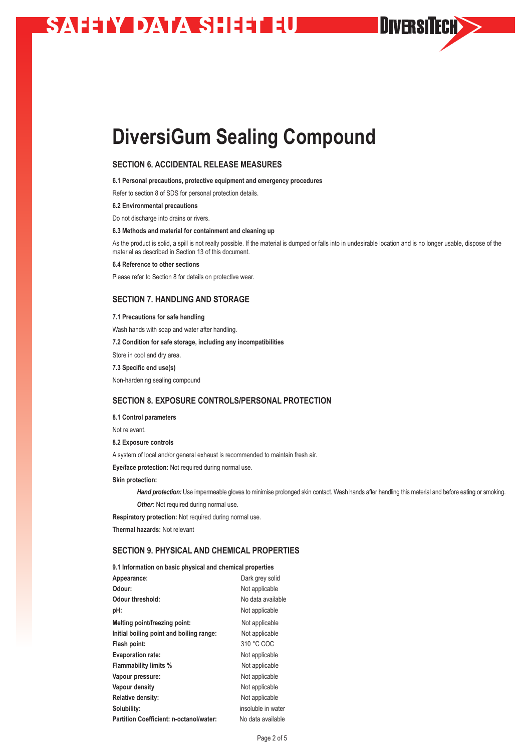# DiversiGum Sealing Compound

## SECTION 6. ACCIDENTAL RELEASE MEASURES

**6.1 Personal precautions, protective equipment and emergency procedures**

Refer to section 8 of SDS for personal protection details.

**6.2 Environmental precautions**

Do not discharge into drains or rivers.

**6.3 Methods and material for containment and cleaning up**

As the product is solid, a spill is not really possible. If the material is dumped or falls into in undesirable location and is no longer usable, dispose of the material as described in Section 13 of this document.

**6.4 Reference to other sections**

Please refer to Section 8 for details on protective wear.

## SECTION 7. HANDLING AND STORAGE

**7.1 Precautions for safe handling**

Wash hands with soap and water after handling.

**7.2 Condition for safe storage, including any incompatibilities**

Store in cool and dry area.

**7.3 Specific end use(s)**

Non-hardening sealing compound

## SECTION 8. EXPOSURE CONTROLS/PERSONAL PROTECTION

**8.1 Control parameters**

Not relevant.

**8.2 Exposure controls**

A system of local and/or general exhaust is recommended to maintain fresh air.

**Eye/face protection:** Not required during normal use.

**Skin protection:**

> ***Hand protection:*** Use impermeable gloves to minimise prolonged skin contact. Wash hands after handling this material and before eating or smoking.
>
> ***Other:*** Not required during normal use.

**Respiratory protection:** Not required during normal use.

**Thermal hazards:** Not relevant

## SECTION 9. PHYSICAL AND CHEMICAL PROPERTIES

**9.1 Information on basic physical and chemical properties**

| Property | Value |
|---|---|
| **Appearance:** | Dark grey solid |
| **Odour:** | Not applicable |
| **Odour threshold:** | No data available |
| **pH:** | Not applicable |
| **Melting point/freezing point:** | Not applicable |
| **Initial boiling point and boiling range:** | Not applicable |
| **Flash point:** | 310 °C COC |
| **Evaporation rate:** | Not applicable |
| **Flammability limits %** | Not applicable |
| **Vapour pressure:** | Not applicable |
| **Vapour density** | Not applicable |
| **Relative density:** | Not applicable |
| **Solubility:** | insoluble in water |
| **Partition Coefficient: n-octanol/water:** | No data available |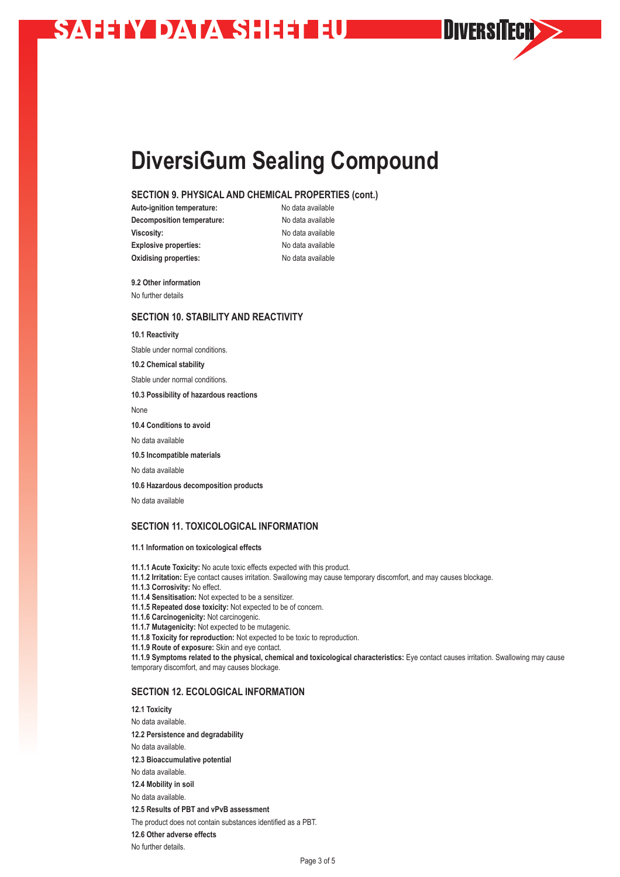# DiversiGum Sealing Compound

## SECTION 9. PHYSICAL AND CHEMICAL PROPERTIES (cont.)

| | |
|---|---|
| **Auto-ignition temperature:** | No data available |
| **Decomposition temperature:** | No data available |
| **Viscosity:** | No data available |
| **Explosive properties:** | No data available |
| **Oxidising properties:** | No data available |

**9.2 Other information**

No further details

## SECTION 10. STABILITY AND REACTIVITY

**10.1 Reactivity**

Stable under normal conditions.

**10.2 Chemical stability**

Stable under normal conditions.

**10.3 Possibility of hazardous reactions**

None

**10.4 Conditions to avoid**

No data available

**10.5 Incompatible materials**

No data available

**10.6 Hazardous decomposition products**

No data available

## SECTION 11. TOXICOLOGICAL INFORMATION

**11.1 Information on toxicological effects**

**11.1.1 Acute Toxicity:** No acute toxic effects expected with this product.
**11.1.2 Irritation:** Eye contact causes irritation. Swallowing may cause temporary discomfort, and may causes blockage.
**11.1.3 Corrosivity:** No effect.
**11.1.4 Sensitisation:** Not expected to be a sensitizer.
**11.1.5 Repeated dose toxicity:** Not expected to be of concern.
**11.1.6 Carcinogenicity:** Not carcinogenic.
**11.1.7 Mutagenicity:** Not expected to be mutagenic.
**11.1.8 Toxicity for reproduction:** Not expected to be toxic to reproduction.
**11.1.9 Route of exposure:** Skin and eye contact.
**11.1.9 Symptoms related to the physical, chemical and toxicological characteristics:** Eye contact causes irritation. Swallowing may cause temporary discomfort, and may causes blockage.

## SECTION 12. ECOLOGICAL INFORMATION

**12.1 Toxicity**

No data available.

**12.2 Persistence and degradability**

No data available.

**12.3 Bioaccumulative potential**

No data available.

**12.4 Mobility in soil**

No data available.

**12.5 Results of PBT and vPvB assessment**

The product does not contain substances identified as a PBT.

**12.6 Other adverse effects**

No further details.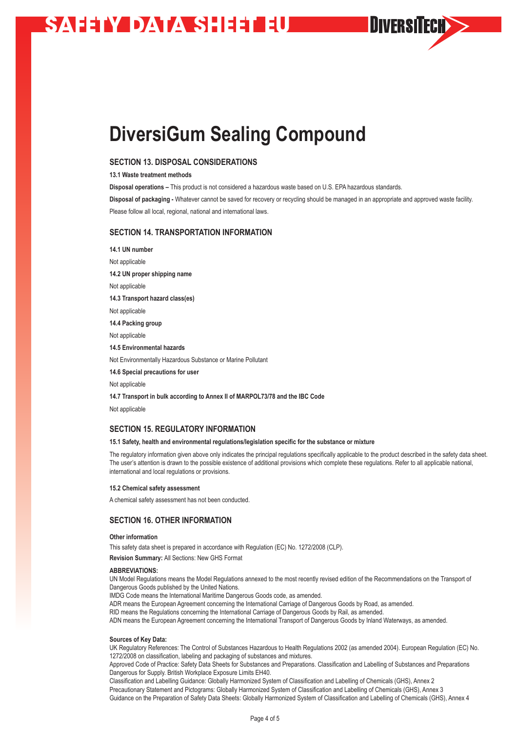# DiversiGum Sealing Compound

## SECTION 13. DISPOSAL CONSIDERATIONS

**13.1 Waste treatment methods**

**Disposal operations –** This product is not considered a hazardous waste based on U.S. EPA hazardous standards.

**Disposal of packaging -** Whatever cannot be saved for recovery or recycling should be managed in an appropriate and approved waste facility.

Please follow all local, regional, national and international laws.

## SECTION 14. TRANSPORTATION INFORMATION

**14.1 UN number**

Not applicable

**14.2 UN proper shipping name**

Not applicable

**14.3 Transport hazard class(es)**

Not applicable

**14.4 Packing group**

Not applicable

**14.5 Environmental hazards**

Not Environmentally Hazardous Substance or Marine Pollutant

**14.6 Special precautions for user**

Not applicable

**14.7 Transport in bulk according to Annex II of MARPOL73/78 and the IBC Code**

Not applicable

## SECTION 15. REGULATORY INFORMATION

**15.1 Safety, health and environmental regulations/legislation specific for the substance or mixture**

The regulatory information given above only indicates the principal regulations specifically applicable to the product described in the safety data sheet. The user's attention is drawn to the possible existence of additional provisions which complete these regulations. Refer to all applicable national, international and local regulations or provisions.

**15.2 Chemical safety assessment**

A chemical safety assessment has not been conducted.

## SECTION 16. OTHER INFORMATION

**Other information**

This safety data sheet is prepared in accordance with Regulation (EC) No. 1272/2008 (CLP).

**Revision Summary:** All Sections: New GHS Format

**ABBREVIATIONS:**

UN Model Regulations means the Model Regulations annexed to the most recently revised edition of the Recommendations on the Transport of Dangerous Goods published by the United Nations.
IMDG Code means the International Maritime Dangerous Goods code, as amended.
ADR means the European Agreement concerning the International Carriage of Dangerous Goods by Road, as amended.
RID means the Regulations concerning the International Carriage of Dangerous Goods by Rail, as amended.
ADN means the European Agreement concerning the International Transport of Dangerous Goods by Inland Waterways, as amended.

**Sources of Key Data:**

UK Regulatory References: The Control of Substances Hazardous to Health Regulations 2002 (as amended 2004). European Regulation (EC) No. 1272/2008 on classification, labeling and packaging of substances and mixtures.
Approved Code of Practice: Safety Data Sheets for Substances and Preparations. Classification and Labelling of Substances and Preparations Dangerous for Supply. British Workplace Exposure Limits EH40.
Classification and Labelling Guidance: Globally Harmonized System of Classification and Labelling of Chemicals (GHS), Annex 2
Precautionary Statement and Pictograms: Globally Harmonized System of Classification and Labelling of Chemicals (GHS), Annex 3
Guidance on the Preparation of Safety Data Sheets: Globally Harmonized System of Classification and Labelling of Chemicals (GHS), Annex 4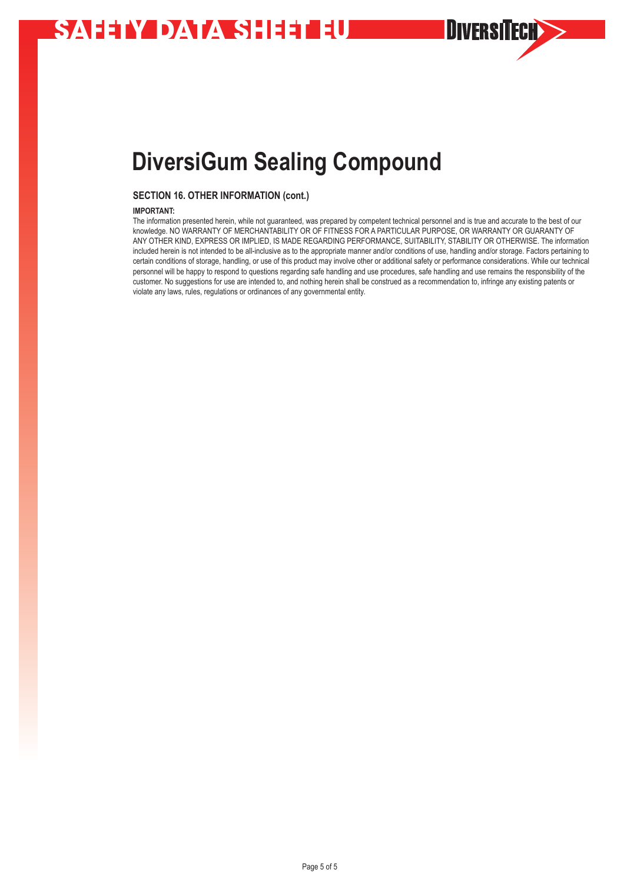# DiversiGum Sealing Compound

### SECTION 16. OTHER INFORMATION (cont.)

**IMPORTANT:**

The information presented herein, while not guaranteed, was prepared by competent technical personnel and is true and accurate to the best of our knowledge. NO WARRANTY OF MERCHANTABILITY OR OF FITNESS FOR A PARTICULAR PURPOSE, OR WARRANTY OR GUARANTY OF ANY OTHER KIND, EXPRESS OR IMPLIED, IS MADE REGARDING PERFORMANCE, SUITABILITY, STABILITY OR OTHERWISE. The information included herein is not intended to be all-inclusive as to the appropriate manner and/or conditions of use, handling and/or storage. Factors pertaining to certain conditions of storage, handling, or use of this product may involve other or additional safety or performance considerations. While our technical personnel will be happy to respond to questions regarding safe handling and use procedures, safe handling and use remains the responsibility of the customer. No suggestions for use are intended to, and nothing herein shall be construed as a recommendation to, infringe any existing patents or violate any laws, rules, regulations or ordinances of any governmental entity.